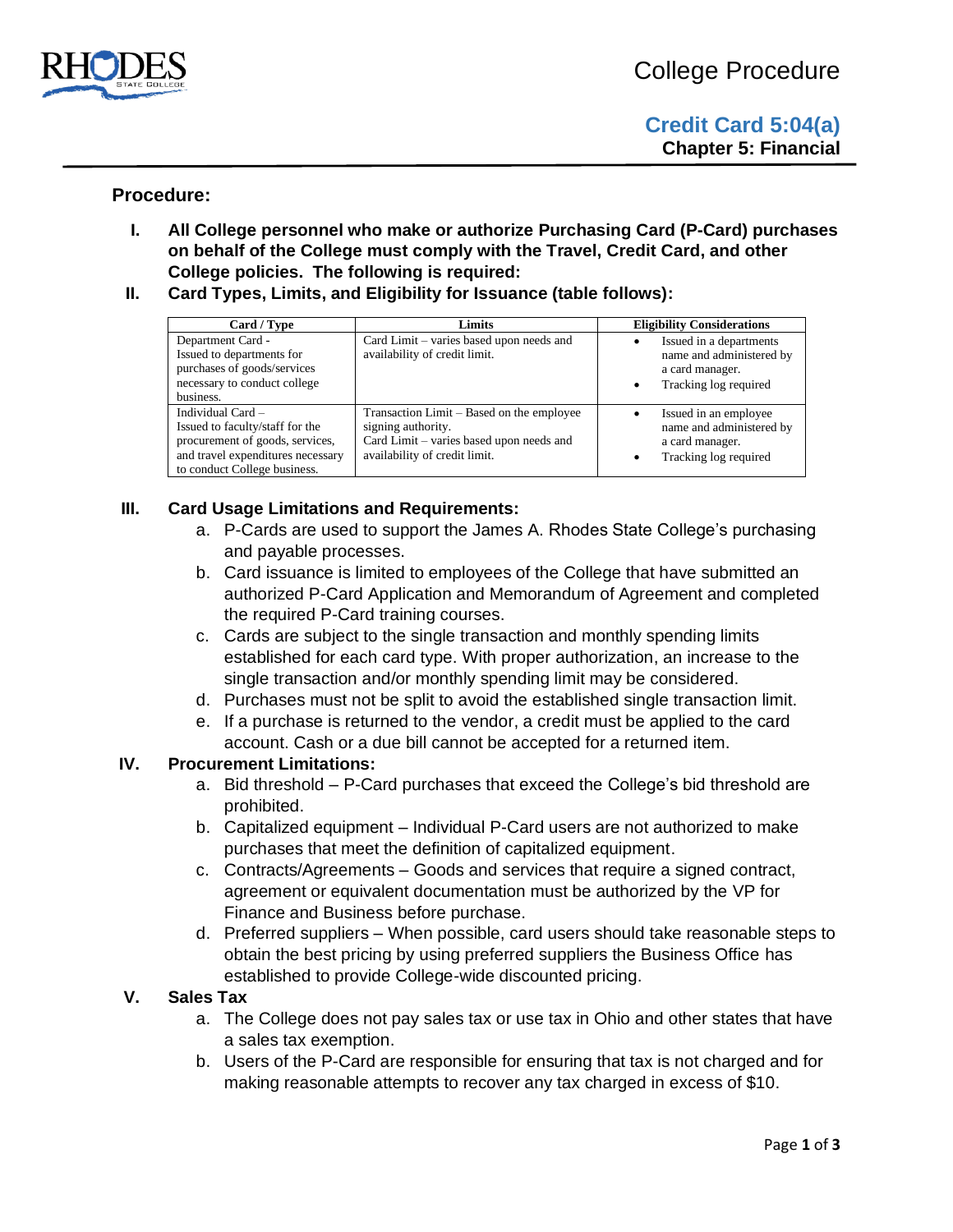# College Procedure

## Credit Card 5:04(a)

**Chapter 5: Financial**

### Procedure:

**I. All College personnel who make or authorize Purchasing Card (P-Card) purchases on behalf of the College must comply with the Travel, Credit Card, and other College policies. The following is required:**

**II. Card Types, Limits, and Eligibility for Issuance (table follows):**

| Card / Type | Limits | Eligibility Considerations |
|---|---|---|
| Department Card - Issued to departments for purchases of goods/services necessary to conduct college business. | Card Limit – varies based upon needs and availability of credit limit. | • Issued in a departments name and administered by a card manager.<br>• Tracking log required |
| Individual Card – Issued to faculty/staff for the procurement of goods, services, and travel expenditures necessary to conduct College business. | Transaction Limit – Based on the employee signing authority.<br>Card Limit – varies based upon needs and availability of credit limit. | • Issued in an employee name and administered by a card manager.<br>• Tracking log required |

**III. Card Usage Limitations and Requirements:**

a. P-Cards are used to support the James A. Rhodes State College's purchasing and payable processes.
b. Card issuance is limited to employees of the College that have submitted an authorized P-Card Application and Memorandum of Agreement and completed the required P-Card training courses.
c. Cards are subject to the single transaction and monthly spending limits established for each card type. With proper authorization, an increase to the single transaction and/or monthly spending limit may be considered.
d. Purchases must not be split to avoid the established single transaction limit.
e. If a purchase is returned to the vendor, a credit must be applied to the card account. Cash or a due bill cannot be accepted for a returned item.

**IV. Procurement Limitations:**

a. Bid threshold – P-Card purchases that exceed the College's bid threshold are prohibited.
b. Capitalized equipment – Individual P-Card users are not authorized to make purchases that meet the definition of capitalized equipment.
c. Contracts/Agreements – Goods and services that require a signed contract, agreement or equivalent documentation must be authorized by the VP for Finance and Business before purchase.
d. Preferred suppliers – When possible, card users should take reasonable steps to obtain the best pricing by using preferred suppliers the Business Office has established to provide College-wide discounted pricing.

**V. Sales Tax**

a. The College does not pay sales tax or use tax in Ohio and other states that have a sales tax exemption.
b. Users of the P-Card are responsible for ensuring that tax is not charged and for making reasonable attempts to recover any tax charged in excess of $10.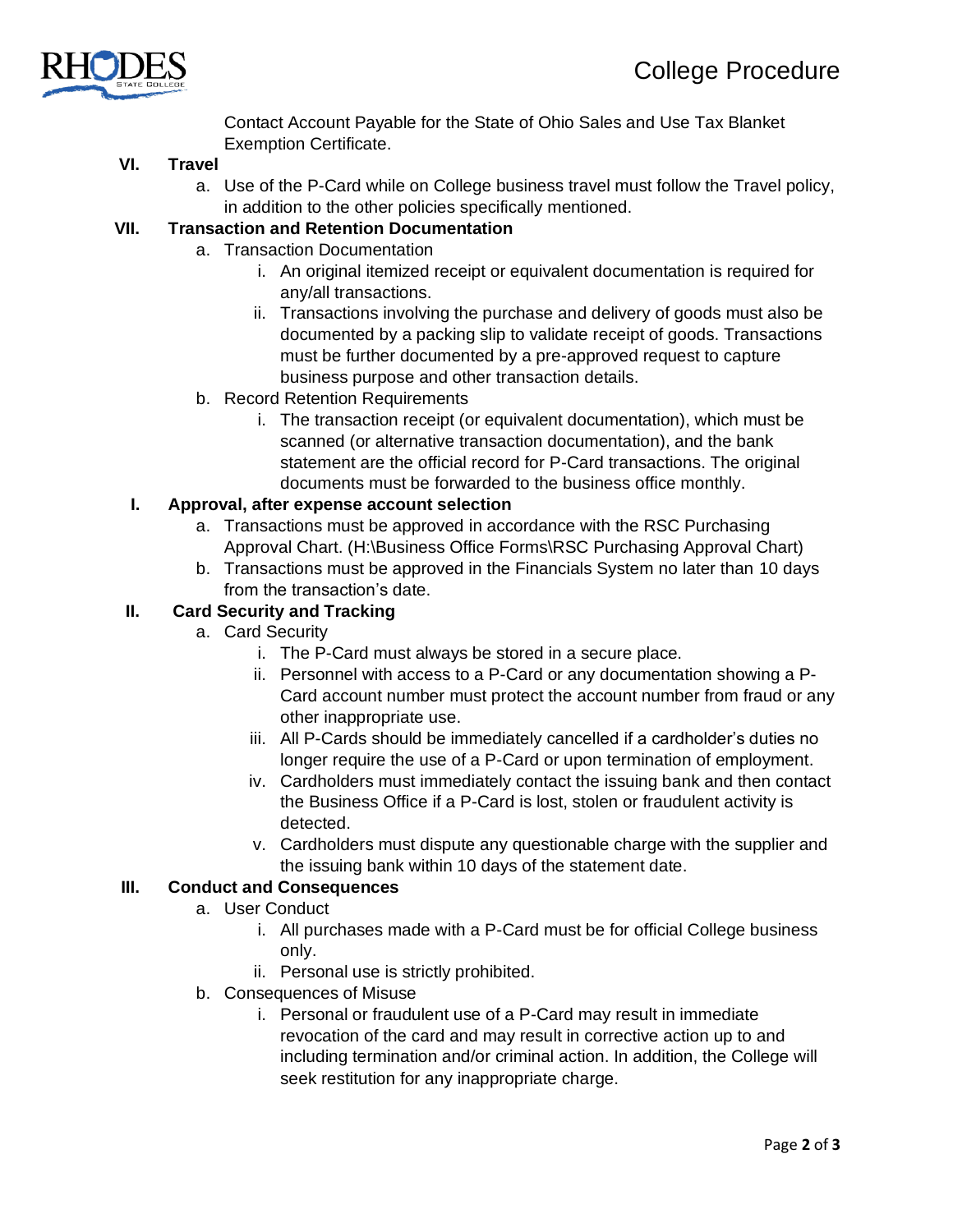Contact Account Payable for the State of Ohio Sales and Use Tax Blanket Exemption Certificate.

VI. **Travel**

a. Use of the P-Card while on College business travel must follow the Travel policy, in addition to the other policies specifically mentioned.

VII. **Transaction and Retention Documentation**

a. Transaction Documentation
   i. An original itemized receipt or equivalent documentation is required for any/all transactions.
   ii. Transactions involving the purchase and delivery of goods must also be documented by a packing slip to validate receipt of goods. Transactions must be further documented by a pre-approved request to capture business purpose and other transaction details.

b. Record Retention Requirements
   i. The transaction receipt (or equivalent documentation), which must be scanned (or alternative transaction documentation), and the bank statement are the official record for P-Card transactions. The original documents must be forwarded to the business office monthly.

I. **Approval, after expense account selection**

a. Transactions must be approved in accordance with the RSC Purchasing Approval Chart. (H:\Business Office Forms\RSC Purchasing Approval Chart)

b. Transactions must be approved in the Financials System no later than 10 days from the transaction's date.

II. **Card Security and Tracking**

a. Card Security
   i. The P-Card must always be stored in a secure place.
   ii. Personnel with access to a P-Card or any documentation showing a P-Card account number must protect the account number from fraud or any other inappropriate use.
   iii. All P-Cards should be immediately cancelled if a cardholder's duties no longer require the use of a P-Card or upon termination of employment.
   iv. Cardholders must immediately contact the issuing bank and then contact the Business Office if a P-Card is lost, stolen or fraudulent activity is detected.
   v. Cardholders must dispute any questionable charge with the supplier and the issuing bank within 10 days of the statement date.

III. **Conduct and Consequences**

a. User Conduct
   i. All purchases made with a P-Card must be for official College business only.
   ii. Personal use is strictly prohibited.

b. Consequences of Misuse
   i. Personal or fraudulent use of a P-Card may result in immediate revocation of the card and may result in corrective action up to and including termination and/or criminal action. In addition, the College will seek restitution for any inappropriate charge.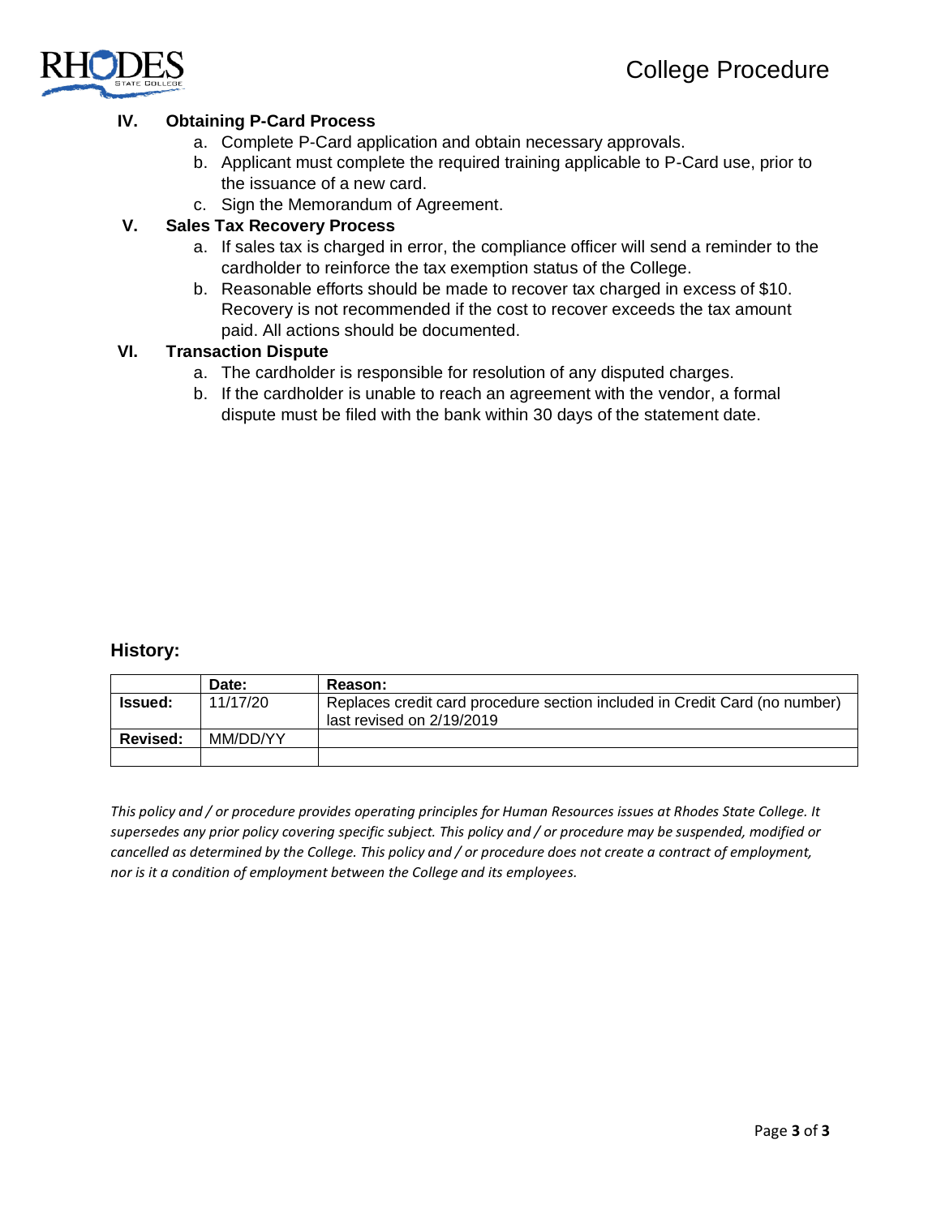## IV. Obtaining P-Card Process

a. Complete P-Card application and obtain necessary approvals.
b. Applicant must complete the required training applicable to P-Card use, prior to the issuance of a new card.
c. Sign the Memorandum of Agreement.

## V. Sales Tax Recovery Process

a. If sales tax is charged in error, the compliance officer will send a reminder to the cardholder to reinforce the tax exemption status of the College.
b. Reasonable efforts should be made to recover tax charged in excess of $10. Recovery is not recommended if the cost to recover exceeds the tax amount paid. All actions should be documented.

## VI. Transaction Dispute

a. The cardholder is responsible for resolution of any disputed charges.
b. If the cardholder is unable to reach an agreement with the vendor, a formal dispute must be filed with the bank within 30 days of the statement date.

### History:

| | Date: | Reason: |
|---|---|---|
| **Issued:** | 11/17/20 | Replaces credit card procedure section included in Credit Card (no number) last revised on 2/19/2019 |
| **Revised:** | MM/DD/YY | |
| | | |

*This policy and / or procedure provides operating principles for Human Resources issues at Rhodes State College. It supersedes any prior policy covering specific subject. This policy and / or procedure may be suspended, modified or cancelled as determined by the College. This policy and / or procedure does not create a contract of employment, nor is it a condition of employment between the College and its employees.*